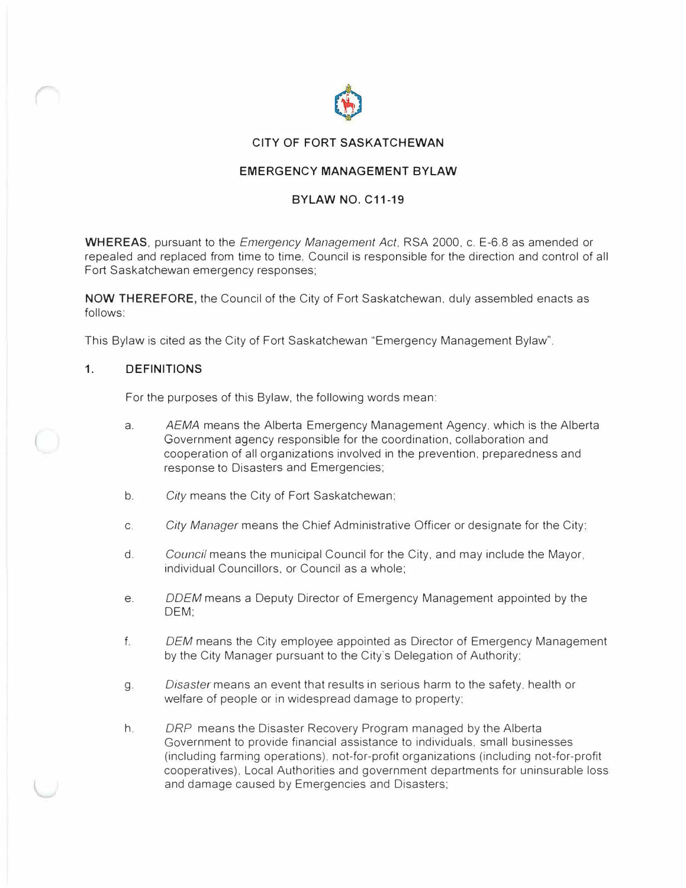# CITY OF FORT SASKATCHEWAN

## EMERGENCY MANAGEMENT BYLAW

## BYLAW NO. C11-19

**WHEREAS**, pursuant to the *Emergency Management Act*, RSA 2000, c. E-6.8 as amended or repealed and replaced from time to time. Council is responsible for the direction and control of all Fort Saskatchewan emergency responses;

**NOW THEREFORE,** the Council of the City of Fort Saskatchewan, duly assembled enacts as follows:

This Bylaw is cited as the City of Fort Saskatchewan "Emergency Management Bylaw".

### 1. DEFINITIONS

For the purposes of this Bylaw, the following words mean:

a. *AEMA* means the Alberta Emergency Management Agency, which is the Alberta Government agency responsible for the coordination, collaboration and cooperation of all organizations involved in the prevention, preparedness and response to Disasters and Emergencies;

b. *City* means the City of Fort Saskatchewan;

c. *City Manager* means the Chief Administrative Officer or designate for the City;

d. *Council* means the municipal Council for the City, and may include the Mayor, individual Councillors, or Council as a whole;

e. *DDEM* means a Deputy Director of Emergency Management appointed by the DEM;

f. *DEM* means the City employee appointed as Director of Emergency Management by the City Manager pursuant to the City's Delegation of Authority;

g. *Disaster* means an event that results in serious harm to the safety, health or welfare of people or in widespread damage to property;

h. *DRP* means the Disaster Recovery Program managed by the Alberta Government to provide financial assistance to individuals, small businesses (including farming operations), not-for-profit organizations (including not-for-profit cooperatives), Local Authorities and government departments for uninsurable loss and damage caused by Emergencies and Disasters;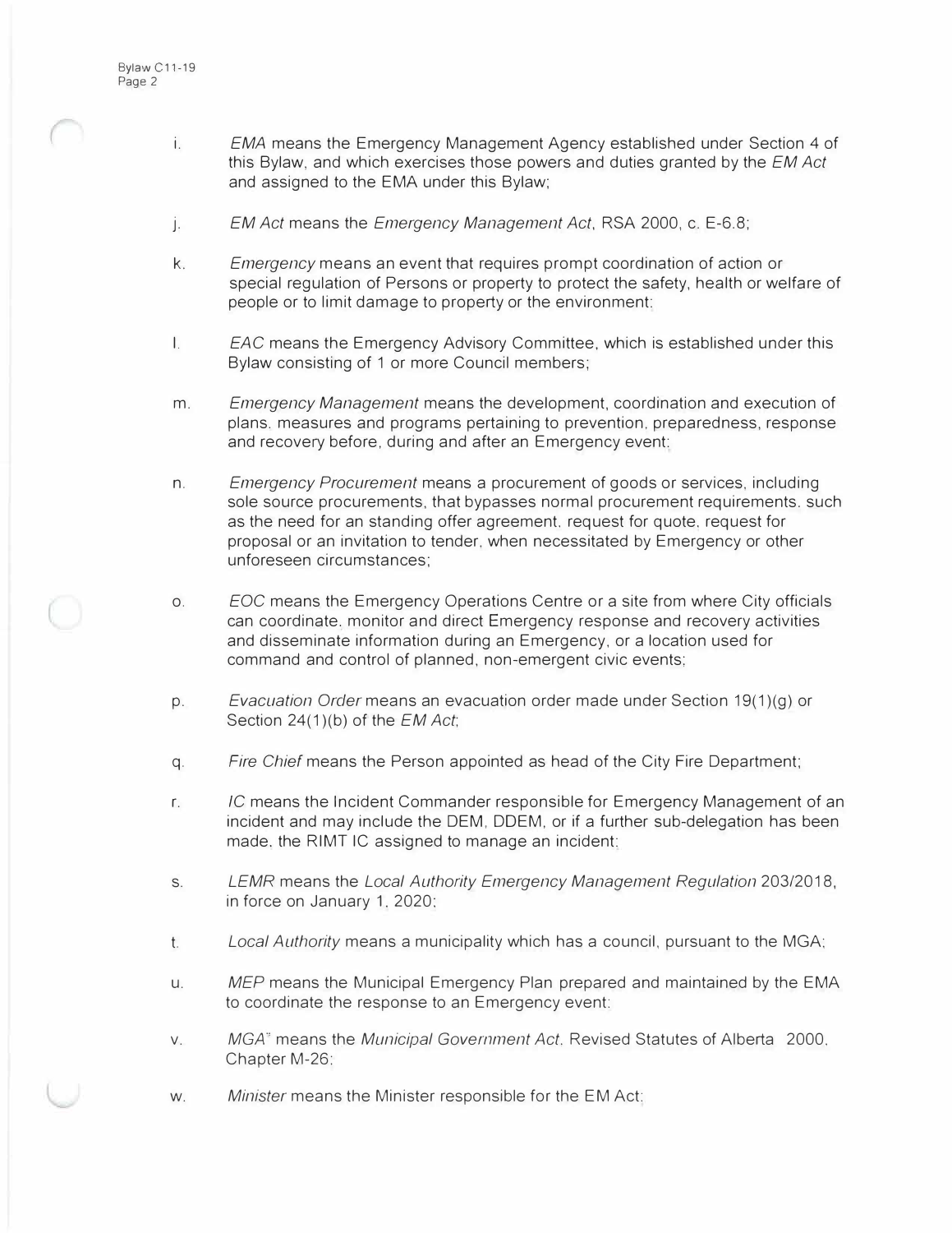i. *EMA* means the Emergency Management Agency established under Section 4 of this Bylaw, and which exercises those powers and duties granted by the *EM Act* and assigned to the EMA under this Bylaw;

j. *EM Act* means the *Emergency Management Act*, RSA 2000, c. E-6.8;

k. *Emergency* means an event that requires prompt coordination of action or special regulation of Persons or property to protect the safety, health or welfare of people or to limit damage to property or the environment;

l. *EAC* means the Emergency Advisory Committee, which is established under this Bylaw consisting of 1 or more Council members;

m. *Emergency Management* means the development, coordination and execution of plans, measures and programs pertaining to prevention, preparedness, response and recovery before, during and after an Emergency event;

n. *Emergency Procurement* means a procurement of goods or services, including sole source procurements, that bypasses normal procurement requirements, such as the need for an standing offer agreement, request for quote, request for proposal or an invitation to tender, when necessitated by Emergency or other unforeseen circumstances;

o. *EOC* means the Emergency Operations Centre or a site from where City officials can coordinate, monitor and direct Emergency response and recovery activities and disseminate information during an Emergency, or a location used for command and control of planned, non-emergent civic events;

p. *Evacuation Order* means an evacuation order made under Section 19(1)(g) or Section 24(1)(b) of the *EM Act*;

q. *Fire Chief* means the Person appointed as head of the City Fire Department;

r. *IC* means the Incident Commander responsible for Emergency Management of an incident and may include the DEM, DDEM, or if a further sub-delegation has been made, the RIMT IC assigned to manage an incident;

s. *LEMR* means the *Local Authority Emergency Management Regulation* 203/2018, in force on January 1, 2020;

t. *Local Authority* means a municipality which has a council, pursuant to the MGA;

u. *MEP* means the Municipal Emergency Plan prepared and maintained by the EMA to coordinate the response to an Emergency event;

v. *MGA"* means the *Municipal Government Act*, Revised Statutes of Alberta 2000, Chapter M-26;

w. *Minister* means the Minister responsible for the EM Act;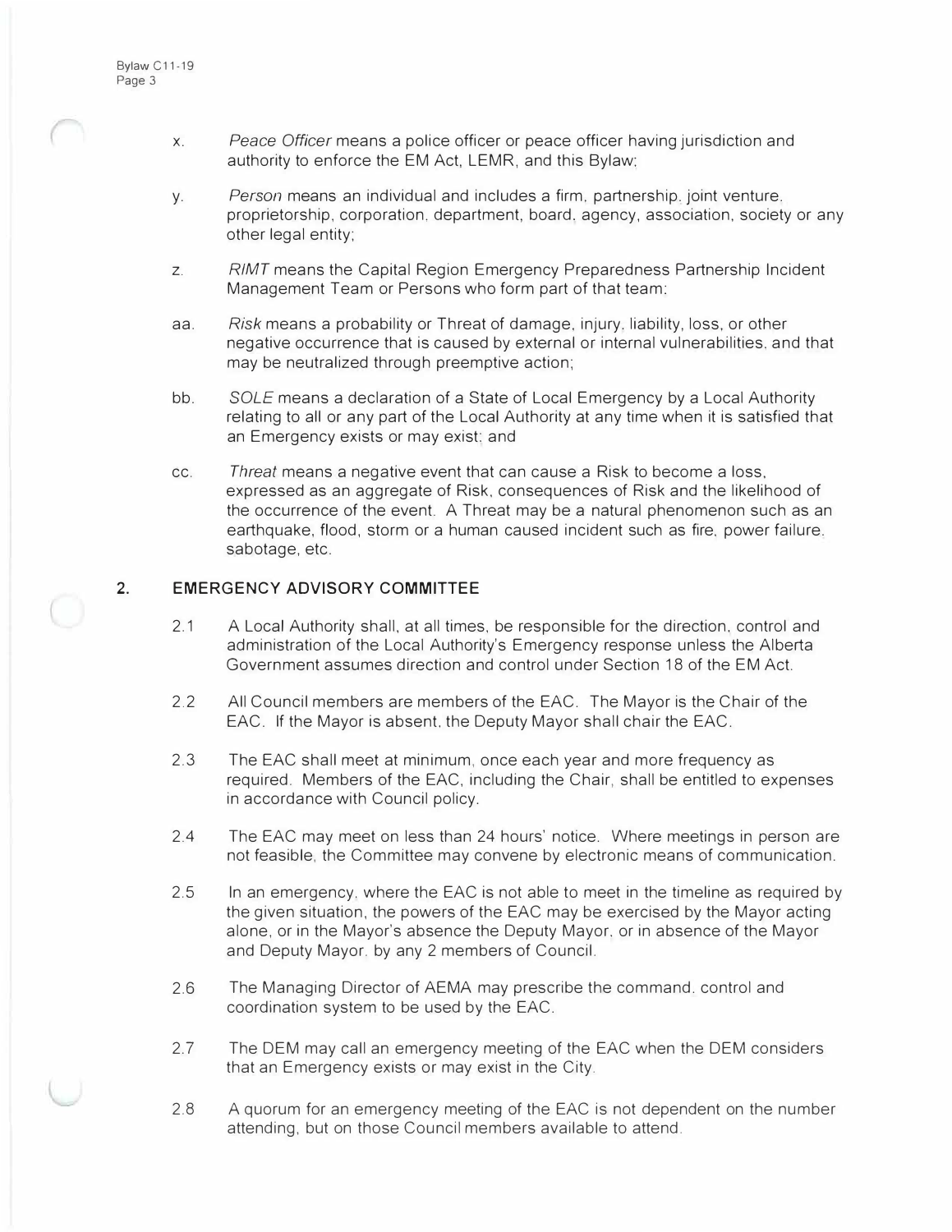x. *Peace Officer* means a police officer or peace officer having jurisdiction and authority to enforce the EM Act, LEMR, and this Bylaw;

y. *Person* means an individual and includes a firm, partnership, joint venture, proprietorship, corporation, department, board, agency, association, society or any other legal entity;

z. *RIMT* means the Capital Region Emergency Preparedness Partnership Incident Management Team or Persons who form part of that team;

aa. *Risk* means a probability or Threat of damage, injury, liability, loss, or other negative occurrence that is caused by external or internal vulnerabilities, and that may be neutralized through preemptive action;

bb. *SOLE* means a declaration of a State of Local Emergency by a Local Authority relating to all or any part of the Local Authority at any time when it is satisfied that an Emergency exists or may exist; and

cc. *Threat* means a negative event that can cause a Risk to become a loss, expressed as an aggregate of Risk, consequences of Risk and the likelihood of the occurrence of the event. A Threat may be a natural phenomenon such as an earthquake, flood, storm or a human caused incident such as fire, power failure, sabotage, etc.

## 2. EMERGENCY ADVISORY COMMITTEE

2.1 A Local Authority shall, at all times, be responsible for the direction, control and administration of the Local Authority's Emergency response unless the Alberta Government assumes direction and control under Section 18 of the EM Act.

2.2 All Council members are members of the EAC. The Mayor is the Chair of the EAC. If the Mayor is absent, the Deputy Mayor shall chair the EAC.

2.3 The EAC shall meet at minimum, once each year and more frequency as required. Members of the EAC, including the Chair, shall be entitled to expenses in accordance with Council policy.

2.4 The EAC may meet on less than 24 hours' notice. Where meetings in person are not feasible, the Committee may convene by electronic means of communication.

2.5 In an emergency, where the EAC is not able to meet in the timeline as required by the given situation, the powers of the EAC may be exercised by the Mayor acting alone, or in the Mayor's absence the Deputy Mayor, or in absence of the Mayor and Deputy Mayor, by any 2 members of Council.

2.6 The Managing Director of AEMA may prescribe the command, control and coordination system to be used by the EAC.

2.7 The DEM may call an emergency meeting of the EAC when the DEM considers that an Emergency exists or may exist in the City.

2.8 A quorum for an emergency meeting of the EAC is not dependent on the number attending, but on those Council members available to attend.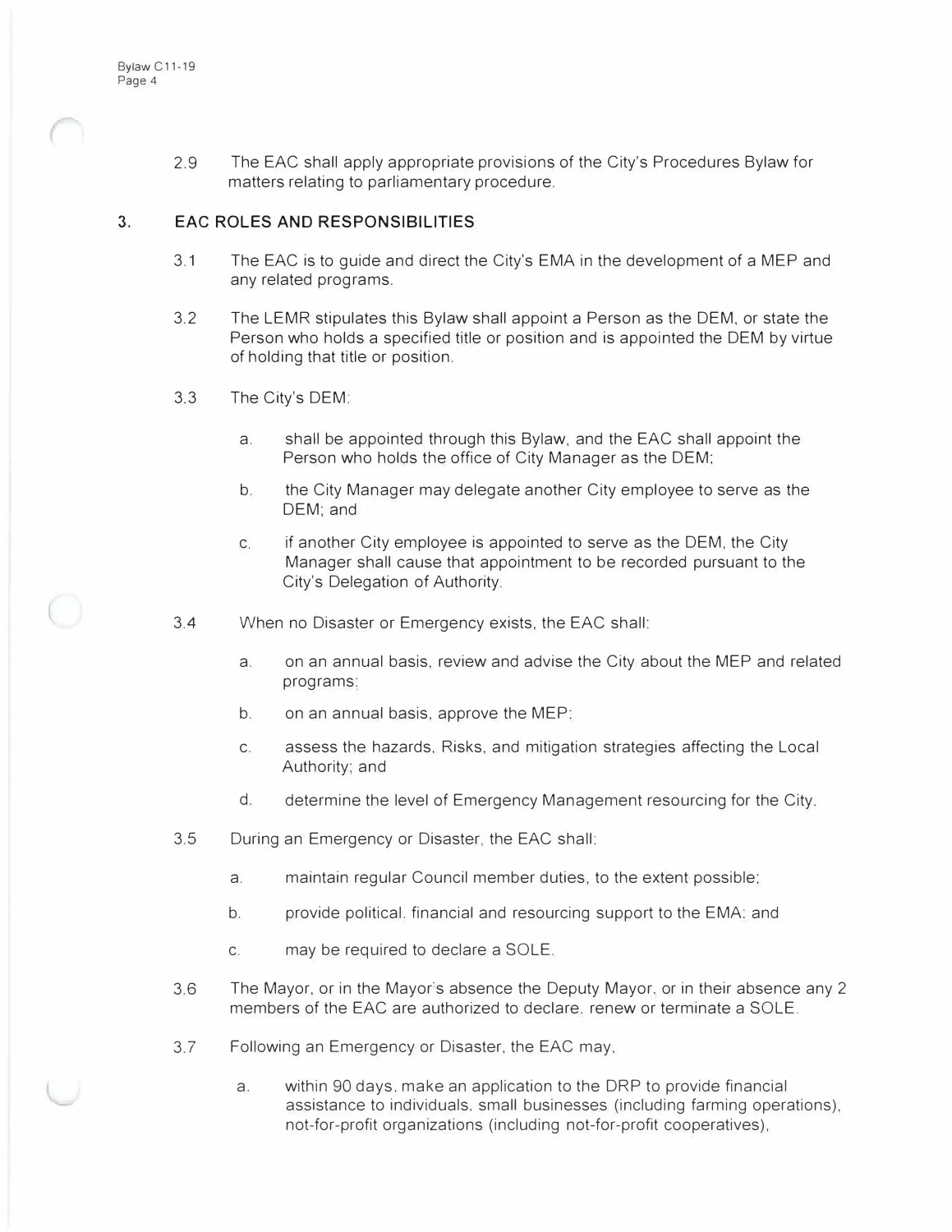2.9 The EAC shall apply appropriate provisions of the City's Procedures Bylaw for matters relating to parliamentary procedure.

## 3. EAC ROLES AND RESPONSIBILITIES

3.1 The EAC is to guide and direct the City's EMA in the development of a MEP and any related programs.

3.2 The LEMR stipulates this Bylaw shall appoint a Person as the DEM, or state the Person who holds a specified title or position and is appointed the DEM by virtue of holding that title or position.

3.3 The City's DEM:

a. shall be appointed through this Bylaw, and the EAC shall appoint the Person who holds the office of City Manager as the DEM;

b. the City Manager may delegate another City employee to serve as the DEM; and

c. if another City employee is appointed to serve as the DEM, the City Manager shall cause that appointment to be recorded pursuant to the City's Delegation of Authority.

3.4 When no Disaster or Emergency exists, the EAC shall:

a. on an annual basis, review and advise the City about the MEP and related programs;

b. on an annual basis, approve the MEP;

c. assess the hazards, Risks, and mitigation strategies affecting the Local Authority; and

d. determine the level of Emergency Management resourcing for the City.

3.5 During an Emergency or Disaster, the EAC shall:

a. maintain regular Council member duties, to the extent possible;

b. provide political, financial and resourcing support to the EMA; and

c. may be required to declare a SOLE.

3.6 The Mayor, or in the Mayor's absence the Deputy Mayor, or in their absence any 2 members of the EAC are authorized to declare, renew or terminate a SOLE.

3.7 Following an Emergency or Disaster, the EAC may,

a. within 90 days, make an application to the DRP to provide financial assistance to individuals, small businesses (including farming operations), not-for-profit organizations (including not-for-profit cooperatives),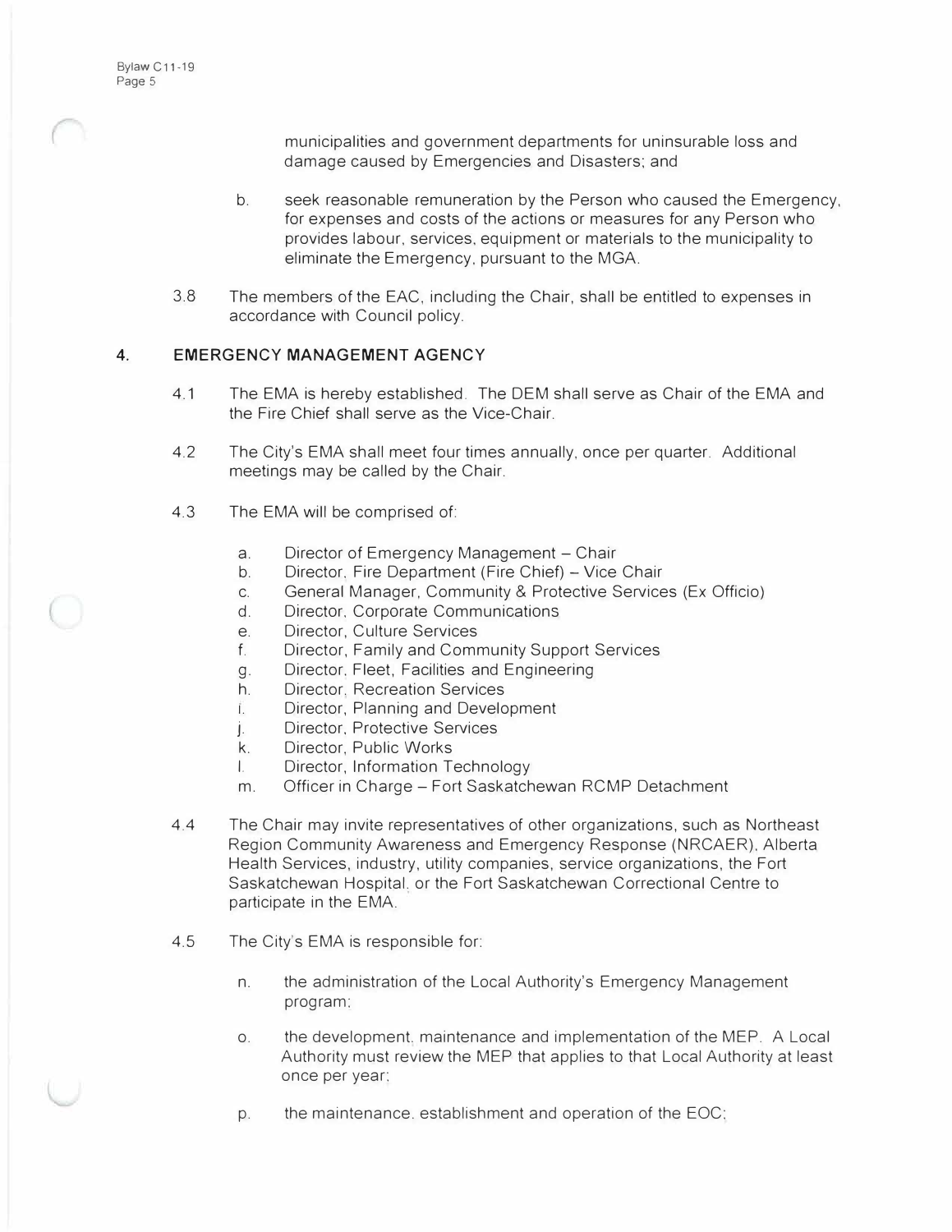municipalities and government departments for uninsurable loss and damage caused by Emergencies and Disasters; and

b. seek reasonable remuneration by the Person who caused the Emergency, for expenses and costs of the actions or measures for any Person who provides labour, services, equipment or materials to the municipality to eliminate the Emergency, pursuant to the MGA.

3.8 The members of the EAC, including the Chair, shall be entitled to expenses in accordance with Council policy.

## 4. EMERGENCY MANAGEMENT AGENCY

4.1 The EMA is hereby established. The DEM shall serve as Chair of the EMA and the Fire Chief shall serve as the Vice-Chair.

4.2 The City's EMA shall meet four times annually, once per quarter. Additional meetings may be called by the Chair.

4.3 The EMA will be comprised of:

a. Director of Emergency Management – Chair
b. Director, Fire Department (Fire Chief) – Vice Chair
c. General Manager, Community & Protective Services (Ex Officio)
d. Director, Corporate Communications
e. Director, Culture Services
f. Director, Family and Community Support Services
g. Director, Fleet, Facilities and Engineering
h. Director, Recreation Services
i. Director, Planning and Development
j. Director, Protective Services
k. Director, Public Works
l. Director, Information Technology
m. Officer in Charge – Fort Saskatchewan RCMP Detachment

4.4 The Chair may invite representatives of other organizations, such as Northeast Region Community Awareness and Emergency Response (NRCAER), Alberta Health Services, industry, utility companies, service organizations, the Fort Saskatchewan Hospital, or the Fort Saskatchewan Correctional Centre to participate in the EMA.

4.5 The City's EMA is responsible for:

n. the administration of the Local Authority's Emergency Management program;

o. the development, maintenance and implementation of the MEP. A Local Authority must review the MEP that applies to that Local Authority at least once per year;

p. the maintenance, establishment and operation of the EOC;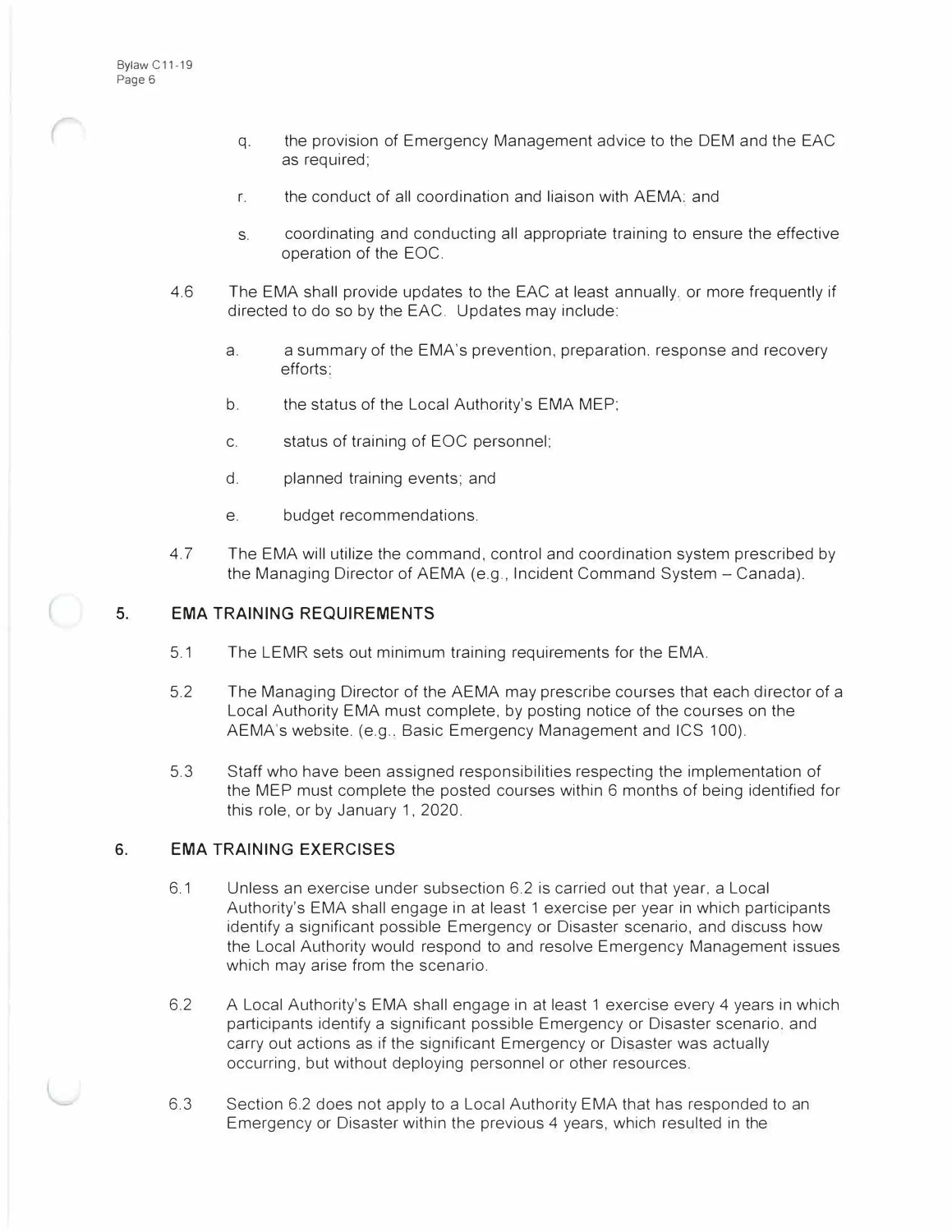q. the provision of Emergency Management advice to the DEM and the EAC as required;

r. the conduct of all coordination and liaison with AEMA; and

s. coordinating and conducting all appropriate training to ensure the effective operation of the EOC.

4.6 The EMA shall provide updates to the EAC at least annually, or more frequently if directed to do so by the EAC. Updates may include:

a. a summary of the EMA's prevention, preparation, response and recovery efforts;

b. the status of the Local Authority's EMA MEP;

c. status of training of EOC personnel;

d. planned training events; and

e. budget recommendations.

4.7 The EMA will utilize the command, control and coordination system prescribed by the Managing Director of AEMA (e.g., Incident Command System – Canada).

## 5. EMA TRAINING REQUIREMENTS

5.1 The LEMR sets out minimum training requirements for the EMA.

5.2 The Managing Director of the AEMA may prescribe courses that each director of a Local Authority EMA must complete, by posting notice of the courses on the AEMA's website. (e.g., Basic Emergency Management and ICS 100).

5.3 Staff who have been assigned responsibilities respecting the implementation of the MEP must complete the posted courses within 6 months of being identified for this role, or by January 1, 2020.

## 6. EMA TRAINING EXERCISES

6.1 Unless an exercise under subsection 6.2 is carried out that year, a Local Authority's EMA shall engage in at least 1 exercise per year in which participants identify a significant possible Emergency or Disaster scenario, and discuss how the Local Authority would respond to and resolve Emergency Management issues which may arise from the scenario.

6.2 A Local Authority's EMA shall engage in at least 1 exercise every 4 years in which participants identify a significant possible Emergency or Disaster scenario, and carry out actions as if the significant Emergency or Disaster was actually occurring, but without deploying personnel or other resources.

6.3 Section 6.2 does not apply to a Local Authority EMA that has responded to an Emergency or Disaster within the previous 4 years, which resulted in the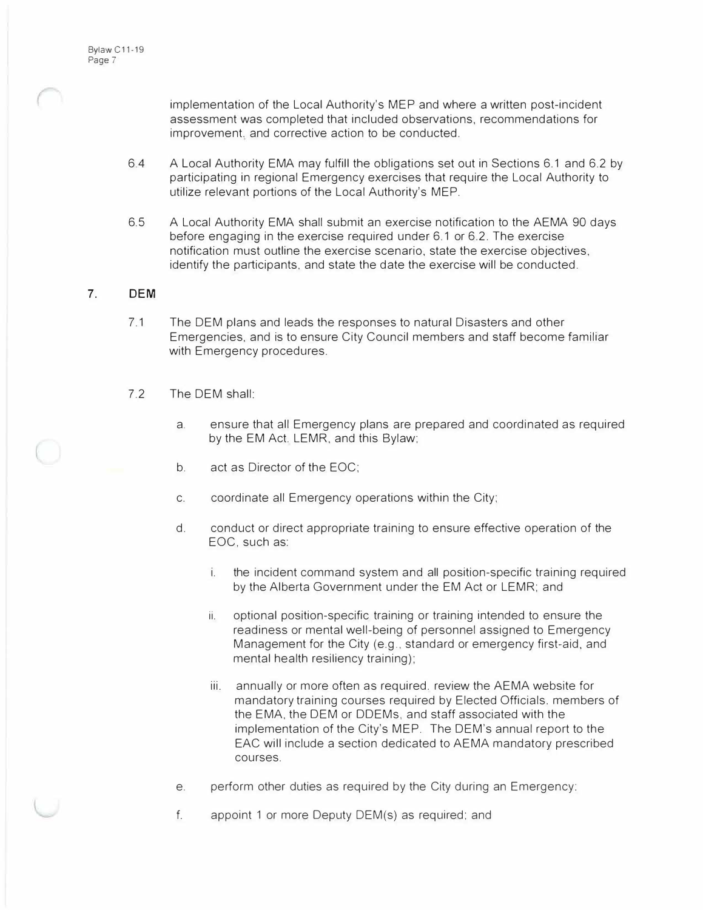implementation of the Local Authority's MEP and where a written post-incident assessment was completed that included observations, recommendations for improvement, and corrective action to be conducted.

6.4 A Local Authority EMA may fulfill the obligations set out in Sections 6.1 and 6.2 by participating in regional Emergency exercises that require the Local Authority to utilize relevant portions of the Local Authority's MEP.

6.5 A Local Authority EMA shall submit an exercise notification to the AEMA 90 days before engaging in the exercise required under 6.1 or 6.2. The exercise notification must outline the exercise scenario, state the exercise objectives, identify the participants, and state the date the exercise will be conducted.

## 7. DEM

7.1 The DEM plans and leads the responses to natural Disasters and other Emergencies, and is to ensure City Council members and staff become familiar with Emergency procedures.

7.2 The DEM shall:

a. ensure that all Emergency plans are prepared and coordinated as required by the EM Act, LEMR, and this Bylaw;

b. act as Director of the EOC;

c. coordinate all Emergency operations within the City;

d. conduct or direct appropriate training to ensure effective operation of the EOC, such as:

i. the incident command system and all position-specific training required by the Alberta Government under the EM Act or LEMR; and

ii. optional position-specific training or training intended to ensure the readiness or mental well-being of personnel assigned to Emergency Management for the City (e.g., standard or emergency first-aid, and mental health resiliency training);

iii. annually or more often as required, review the AEMA website for mandatory training courses required by Elected Officials, members of the EMA, the DEM or DDEMs, and staff associated with the implementation of the City's MEP. The DEM's annual report to the EAC will include a section dedicated to AEMA mandatory prescribed courses.

e. perform other duties as required by the City during an Emergency;

f. appoint 1 or more Deputy DEM(s) as required; and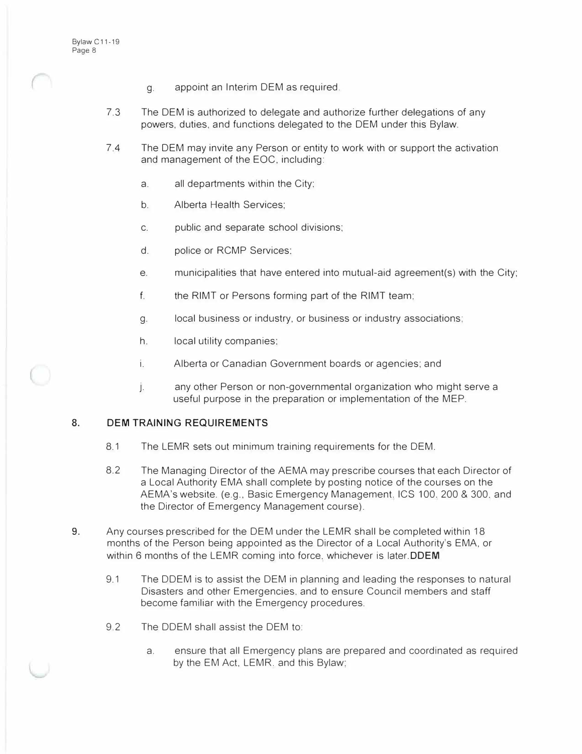g. appoint an Interim DEM as required.

7.3 The DEM is authorized to delegate and authorize further delegations of any powers, duties, and functions delegated to the DEM under this Bylaw.

7.4 The DEM may invite any Person or entity to work with or support the activation and management of the EOC, including:

a. all departments within the City;

b. Alberta Health Services;

c. public and separate school divisions;

d. police or RCMP Services;

e. municipalities that have entered into mutual-aid agreement(s) with the City;

f. the RIMT or Persons forming part of the RIMT team;

g. local business or industry, or business or industry associations;

h. local utility companies;

i. Alberta or Canadian Government boards or agencies; and

j. any other Person or non-governmental organization who might serve a useful purpose in the preparation or implementation of the MEP.

## 8. DEM TRAINING REQUIREMENTS

8.1 The LEMR sets out minimum training requirements for the DEM.

8.2 The Managing Director of the AEMA may prescribe courses that each Director of a Local Authority EMA shall complete by posting notice of the courses on the AEMA's website. (e.g., Basic Emergency Management, ICS 100, 200 & 300, and the Director of Emergency Management course).

**9.** Any courses prescribed for the DEM under the LEMR shall be completed within 18 months of the Person being appointed as the Director of a Local Authority's EMA, or within 6 months of the LEMR coming into force, whichever is later.**DDEM**

9.1 The DDEM is to assist the DEM in planning and leading the responses to natural Disasters and other Emergencies, and to ensure Council members and staff become familiar with the Emergency procedures.

9.2 The DDEM shall assist the DEM to:

a. ensure that all Emergency plans are prepared and coordinated as required by the EM Act, LEMR, and this Bylaw;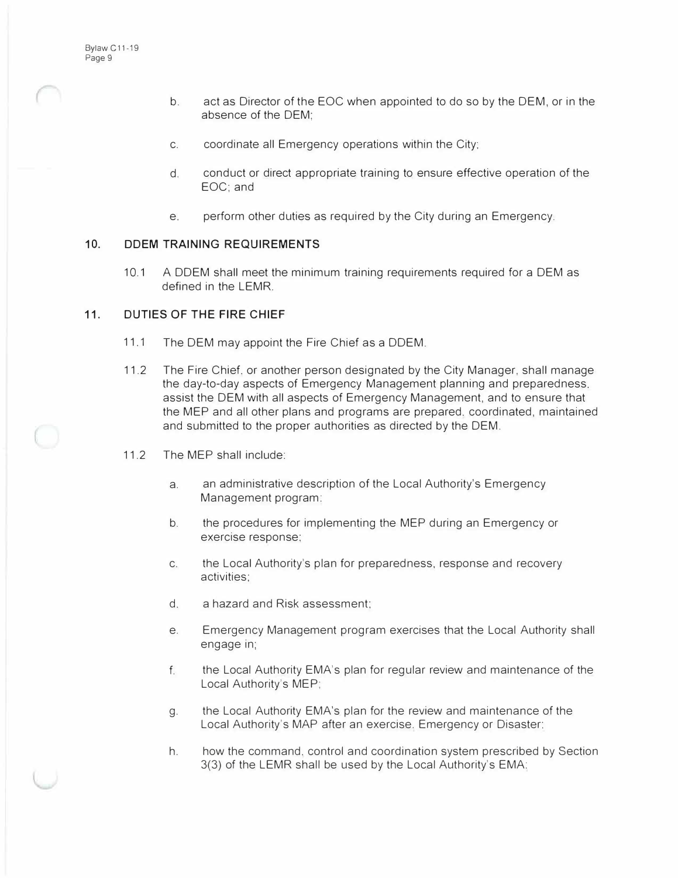b. act as Director of the EOC when appointed to do so by the DEM, or in the absence of the DEM;

c. coordinate all Emergency operations within the City;

d. conduct or direct appropriate training to ensure effective operation of the EOC; and

e. perform other duties as required by the City during an Emergency.

## 10. DDEM TRAINING REQUIREMENTS

10.1 A DDEM shall meet the minimum training requirements required for a DEM as defined in the LEMR.

## 11. DUTIES OF THE FIRE CHIEF

11.1 The DEM may appoint the Fire Chief as a DDEM.

11.2 The Fire Chief, or another person designated by the City Manager, shall manage the day-to-day aspects of Emergency Management planning and preparedness, assist the DEM with all aspects of Emergency Management, and to ensure that the MEP and all other plans and programs are prepared, coordinated, maintained and submitted to the proper authorities as directed by the DEM.

11.2 The MEP shall include:

a. an administrative description of the Local Authority's Emergency Management program;

b. the procedures for implementing the MEP during an Emergency or exercise response;

c. the Local Authority's plan for preparedness, response and recovery activities;

d. a hazard and Risk assessment;

e. Emergency Management program exercises that the Local Authority shall engage in;

f. the Local Authority EMA's plan for regular review and maintenance of the Local Authority's MEP;

g. the Local Authority EMA's plan for the review and maintenance of the Local Authority's MAP after an exercise, Emergency or Disaster;

h. how the command, control and coordination system prescribed by Section 3(3) of the LEMR shall be used by the Local Authority's EMA;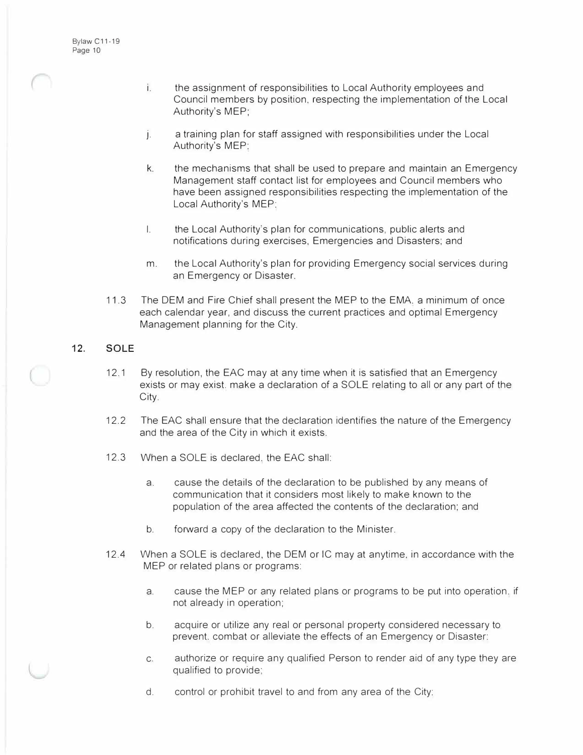i. the assignment of responsibilities to Local Authority employees and Council members by position, respecting the implementation of the Local Authority's MEP;

j. a training plan for staff assigned with responsibilities under the Local Authority's MEP;

k. the mechanisms that shall be used to prepare and maintain an Emergency Management staff contact list for employees and Council members who have been assigned responsibilities respecting the implementation of the Local Authority's MEP;

l. the Local Authority's plan for communications, public alerts and notifications during exercises, Emergencies and Disasters; and

m. the Local Authority's plan for providing Emergency social services during an Emergency or Disaster.

11.3 The DEM and Fire Chief shall present the MEP to the EMA, a minimum of once each calendar year, and discuss the current practices and optimal Emergency Management planning for the City.

## 12. SOLE

12.1 By resolution, the EAC may at any time when it is satisfied that an Emergency exists or may exist, make a declaration of a SOLE relating to all or any part of the City.

12.2 The EAC shall ensure that the declaration identifies the nature of the Emergency and the area of the City in which it exists.

12.3 When a SOLE is declared, the EAC shall:

a. cause the details of the declaration to be published by any means of communication that it considers most likely to make known to the population of the area affected the contents of the declaration; and

b. forward a copy of the declaration to the Minister.

12.4 When a SOLE is declared, the DEM or IC may at anytime, in accordance with the MEP or related plans or programs:

a. cause the MEP or any related plans or programs to be put into operation, if not already in operation;

b. acquire or utilize any real or personal property considered necessary to prevent, combat or alleviate the effects of an Emergency or Disaster;

c. authorize or require any qualified Person to render aid of any type they are qualified to provide;

d. control or prohibit travel to and from any area of the City;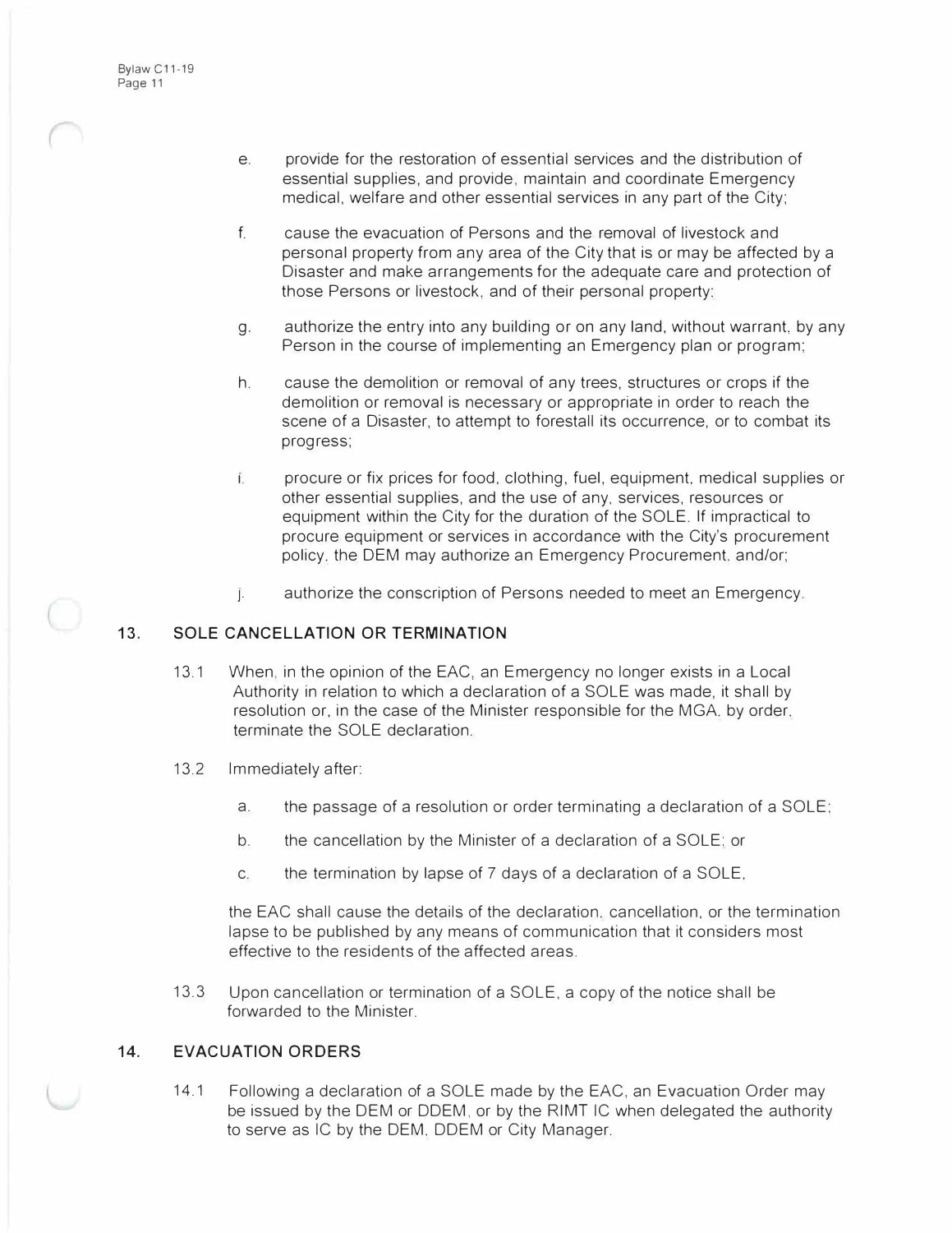e. provide for the restoration of essential services and the distribution of essential supplies, and provide, maintain and coordinate Emergency medical, welfare and other essential services in any part of the City;

f. cause the evacuation of Persons and the removal of livestock and personal property from any area of the City that is or may be affected by a Disaster and make arrangements for the adequate care and protection of those Persons or livestock, and of their personal property;

g. authorize the entry into any building or on any land, without warrant, by any Person in the course of implementing an Emergency plan or program;

h. cause the demolition or removal of any trees, structures or crops if the demolition or removal is necessary or appropriate in order to reach the scene of a Disaster, to attempt to forestall its occurrence, or to combat its progress;

i. procure or fix prices for food, clothing, fuel, equipment, medical supplies or other essential supplies, and the use of any, services, resources or equipment within the City for the duration of the SOLE. If impractical to procure equipment or services in accordance with the City's procurement policy, the DEM may authorize an Emergency Procurement, and/or;

j. authorize the conscription of Persons needed to meet an Emergency.

## 13. SOLE CANCELLATION OR TERMINATION

13.1 When, in the opinion of the EAC, an Emergency no longer exists in a Local Authority in relation to which a declaration of a SOLE was made, it shall by resolution or, in the case of the Minister responsible for the MGA, by order, terminate the SOLE declaration.

13.2 Immediately after:

a. the passage of a resolution or order terminating a declaration of a SOLE;

b. the cancellation by the Minister of a declaration of a SOLE; or

c. the termination by lapse of 7 days of a declaration of a SOLE,

the EAC shall cause the details of the declaration, cancellation, or the termination lapse to be published by any means of communication that it considers most effective to the residents of the affected areas.

13.3 Upon cancellation or termination of a SOLE, a copy of the notice shall be forwarded to the Minister.

## 14. EVACUATION ORDERS

14.1 Following a declaration of a SOLE made by the EAC, an Evacuation Order may be issued by the DEM or DDEM, or by the RIMT IC when delegated the authority to serve as IC by the DEM, DDEM or City Manager.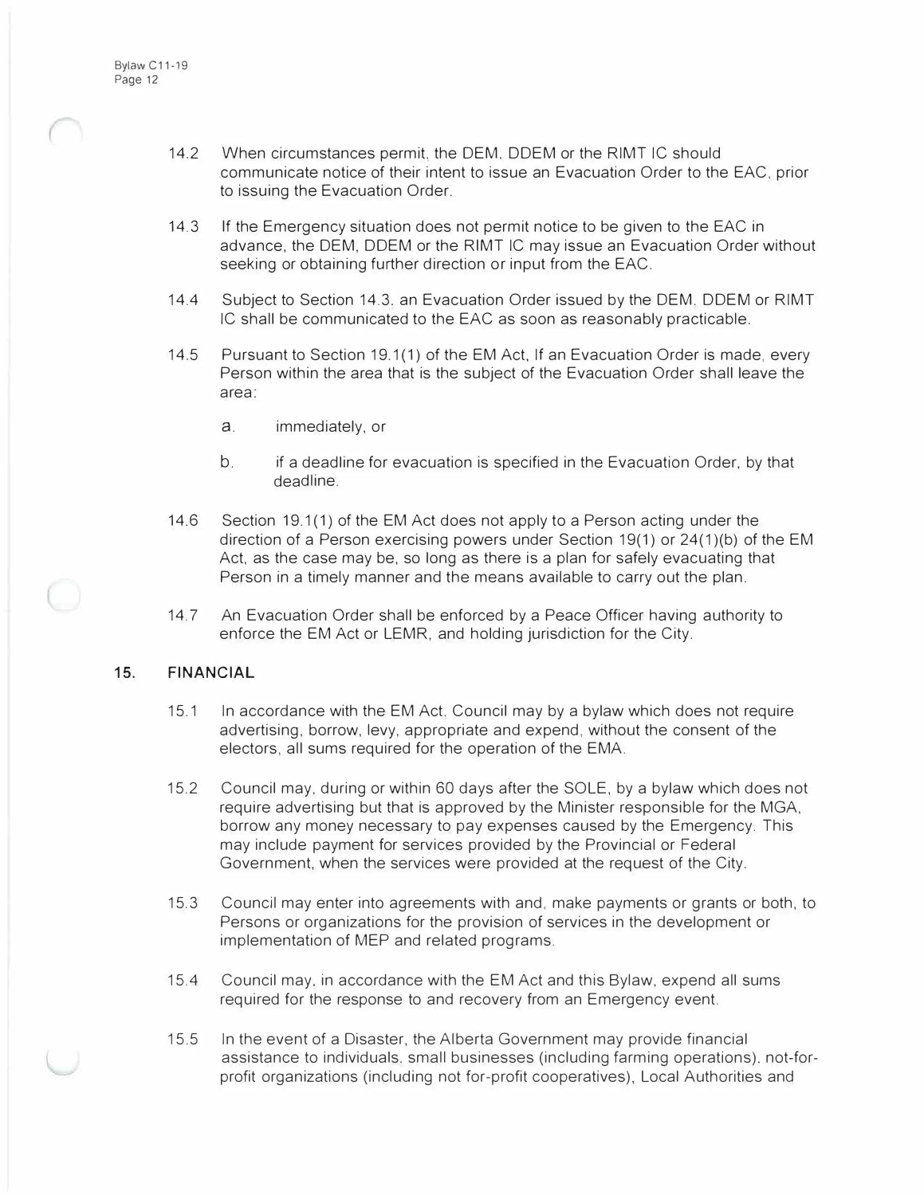14.2 When circumstances permit, the DEM, DDEM or the RIMT IC should communicate notice of their intent to issue an Evacuation Order to the EAC, prior to issuing the Evacuation Order.

14.3 If the Emergency situation does not permit notice to be given to the EAC in advance, the DEM, DDEM or the RIMT IC may issue an Evacuation Order without seeking or obtaining further direction or input from the EAC.

14.4 Subject to Section 14.3, an Evacuation Order issued by the DEM, DDEM or RIMT IC shall be communicated to the EAC as soon as reasonably practicable.

14.5 Pursuant to Section 19.1(1) of the EM Act, If an Evacuation Order is made, every Person within the area that is the subject of the Evacuation Order shall leave the area:

a. immediately, or

b. if a deadline for evacuation is specified in the Evacuation Order, by that deadline.

14.6 Section 19.1(1) of the EM Act does not apply to a Person acting under the direction of a Person exercising powers under Section 19(1) or 24(1)(b) of the EM Act, as the case may be, so long as there is a plan for safely evacuating that Person in a timely manner and the means available to carry out the plan.

14.7 An Evacuation Order shall be enforced by a Peace Officer having authority to enforce the EM Act or LEMR, and holding jurisdiction for the City.

## 15. FINANCIAL

15.1 In accordance with the EM Act, Council may by a bylaw which does not require advertising, borrow, levy, appropriate and expend, without the consent of the electors, all sums required for the operation of the EMA.

15.2 Council may, during or within 60 days after the SOLE, by a bylaw which does not require advertising but that is approved by the Minister responsible for the MGA, borrow any money necessary to pay expenses caused by the Emergency. This may include payment for services provided by the Provincial or Federal Government, when the services were provided at the request of the City.

15.3 Council may enter into agreements with and, make payments or grants or both, to Persons or organizations for the provision of services in the development or implementation of MEP and related programs.

15.4 Council may, in accordance with the EM Act and this Bylaw, expend all sums required for the response to and recovery from an Emergency event.

15.5 In the event of a Disaster, the Alberta Government may provide financial assistance to individuals, small businesses (including farming operations), not-for-profit organizations (including not for-profit cooperatives), Local Authorities and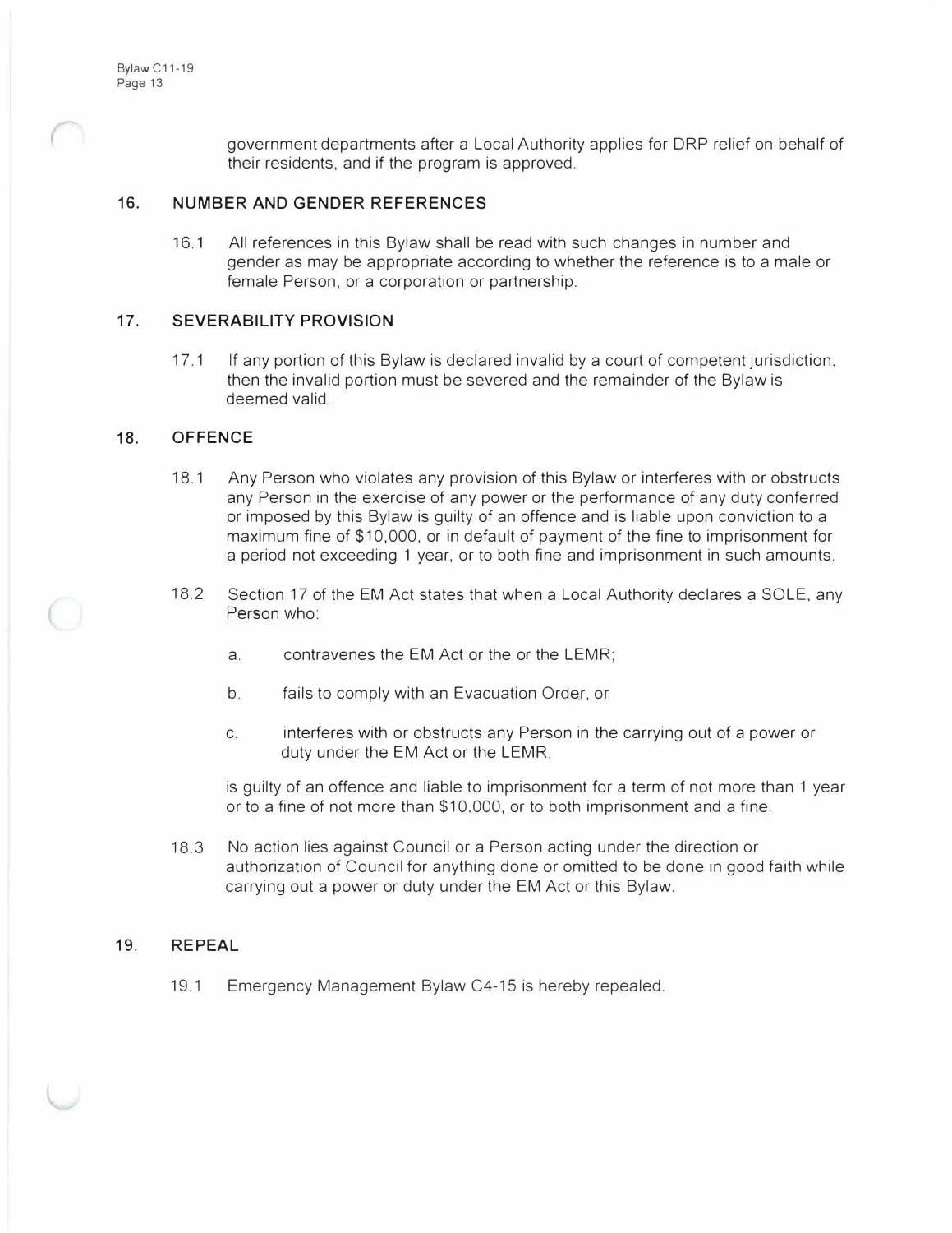government departments after a Local Authority applies for DRP relief on behalf of their residents, and if the program is approved.

## 16. NUMBER AND GENDER REFERENCES

16.1 All references in this Bylaw shall be read with such changes in number and gender as may be appropriate according to whether the reference is to a male or female Person, or a corporation or partnership.

## 17. SEVERABILITY PROVISION

17.1 If any portion of this Bylaw is declared invalid by a court of competent jurisdiction, then the invalid portion must be severed and the remainder of the Bylaw is deemed valid.

## 18. OFFENCE

18.1 Any Person who violates any provision of this Bylaw or interferes with or obstructs any Person in the exercise of any power or the performance of any duty conferred or imposed by this Bylaw is guilty of an offence and is liable upon conviction to a maximum fine of $10,000, or in default of payment of the fine to imprisonment for a period not exceeding 1 year, or to both fine and imprisonment in such amounts.

18.2 Section 17 of the EM Act states that when a Local Authority declares a SOLE, any Person who:

a. contravenes the EM Act or the or the LEMR;

b. fails to comply with an Evacuation Order, or

c. interferes with or obstructs any Person in the carrying out of a power or duty under the EM Act or the LEMR,

is guilty of an offence and liable to imprisonment for a term of not more than 1 year or to a fine of not more than $10,000, or to both imprisonment and a fine.

18.3 No action lies against Council or a Person acting under the direction or authorization of Council for anything done or omitted to be done in good faith while carrying out a power or duty under the EM Act or this Bylaw.

## 19. REPEAL

19.1 Emergency Management Bylaw C4-15 is hereby repealed.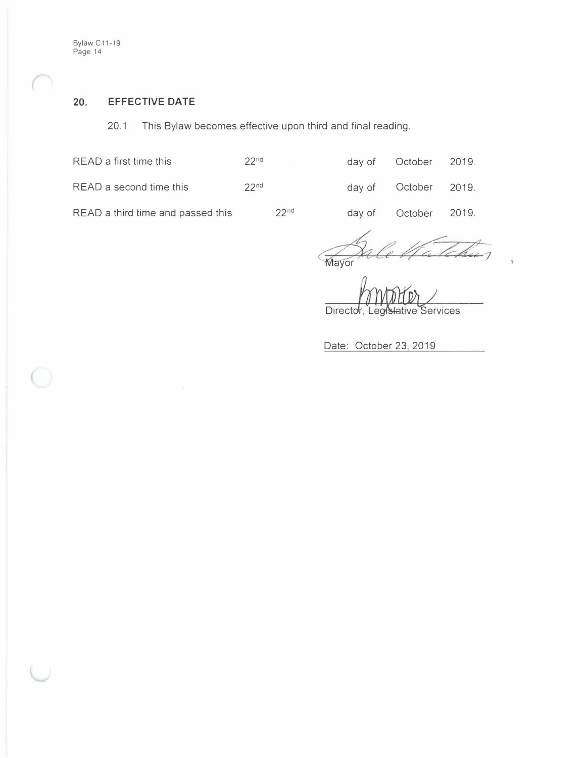## 20. EFFECTIVE DATE

20.1 This Bylaw becomes effective upon third and final reading.

READ a first time this 22nd day of October 2019.

READ a second time this 22nd day of October 2019.

READ a third time and passed this 22nd day of October 2019.

Mayor

Director, Legislative Services

Date: October 23, 2019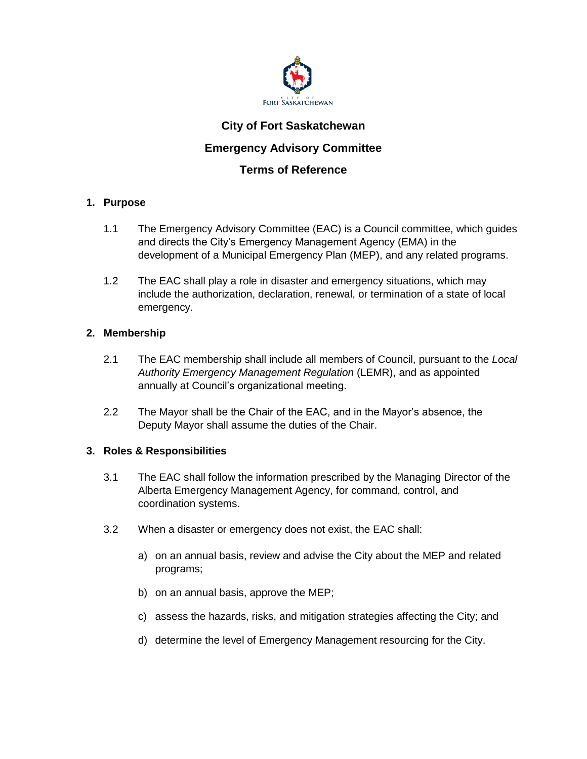CITY OF FORT SASKATCHEWAN

# City of Fort Saskatchewan

# Emergency Advisory Committee

# Terms of Reference

## 1. Purpose

1.1 The Emergency Advisory Committee (EAC) is a Council committee, which guides and directs the City's Emergency Management Agency (EMA) in the development of a Municipal Emergency Plan (MEP), and any related programs.

1.2 The EAC shall play a role in disaster and emergency situations, which may include the authorization, declaration, renewal, or termination of a state of local emergency.

## 2. Membership

2.1 The EAC membership shall include all members of Council, pursuant to the *Local Authority Emergency Management Regulation* (LEMR), and as appointed annually at Council's organizational meeting.

2.2 The Mayor shall be the Chair of the EAC, and in the Mayor's absence, the Deputy Mayor shall assume the duties of the Chair.

## 3. Roles & Responsibilities

3.1 The EAC shall follow the information prescribed by the Managing Director of the Alberta Emergency Management Agency, for command, control, and coordination systems.

3.2 When a disaster or emergency does not exist, the EAC shall:

a) on an annual basis, review and advise the City about the MEP and related programs;

b) on an annual basis, approve the MEP;

c) assess the hazards, risks, and mitigation strategies affecting the City; and

d) determine the level of Emergency Management resourcing for the City.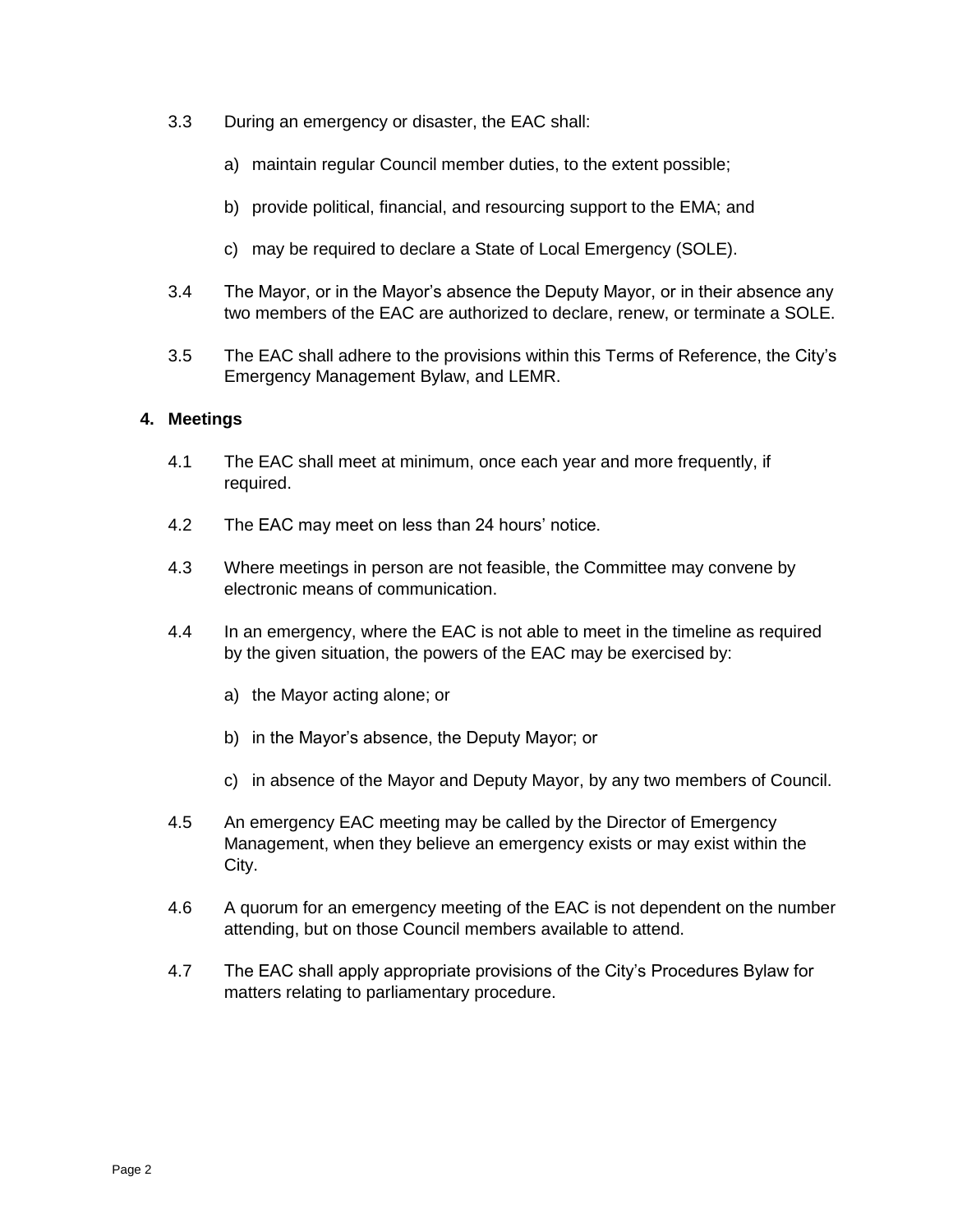3.3 During an emergency or disaster, the EAC shall:

a) maintain regular Council member duties, to the extent possible;

b) provide political, financial, and resourcing support to the EMA; and

c) may be required to declare a State of Local Emergency (SOLE).

3.4 The Mayor, or in the Mayor's absence the Deputy Mayor, or in their absence any two members of the EAC are authorized to declare, renew, or terminate a SOLE.

3.5 The EAC shall adhere to the provisions within this Terms of Reference, the City's Emergency Management Bylaw, and LEMR.

## 4. Meetings

4.1 The EAC shall meet at minimum, once each year and more frequently, if required.

4.2 The EAC may meet on less than 24 hours' notice.

4.3 Where meetings in person are not feasible, the Committee may convene by electronic means of communication.

4.4 In an emergency, where the EAC is not able to meet in the timeline as required by the given situation, the powers of the EAC may be exercised by:

a) the Mayor acting alone; or

b) in the Mayor's absence, the Deputy Mayor; or

c) in absence of the Mayor and Deputy Mayor, by any two members of Council.

4.5 An emergency EAC meeting may be called by the Director of Emergency Management, when they believe an emergency exists or may exist within the City.

4.6 A quorum for an emergency meeting of the EAC is not dependent on the number attending, but on those Council members available to attend.

4.7 The EAC shall apply appropriate provisions of the City's Procedures Bylaw for matters relating to parliamentary procedure.